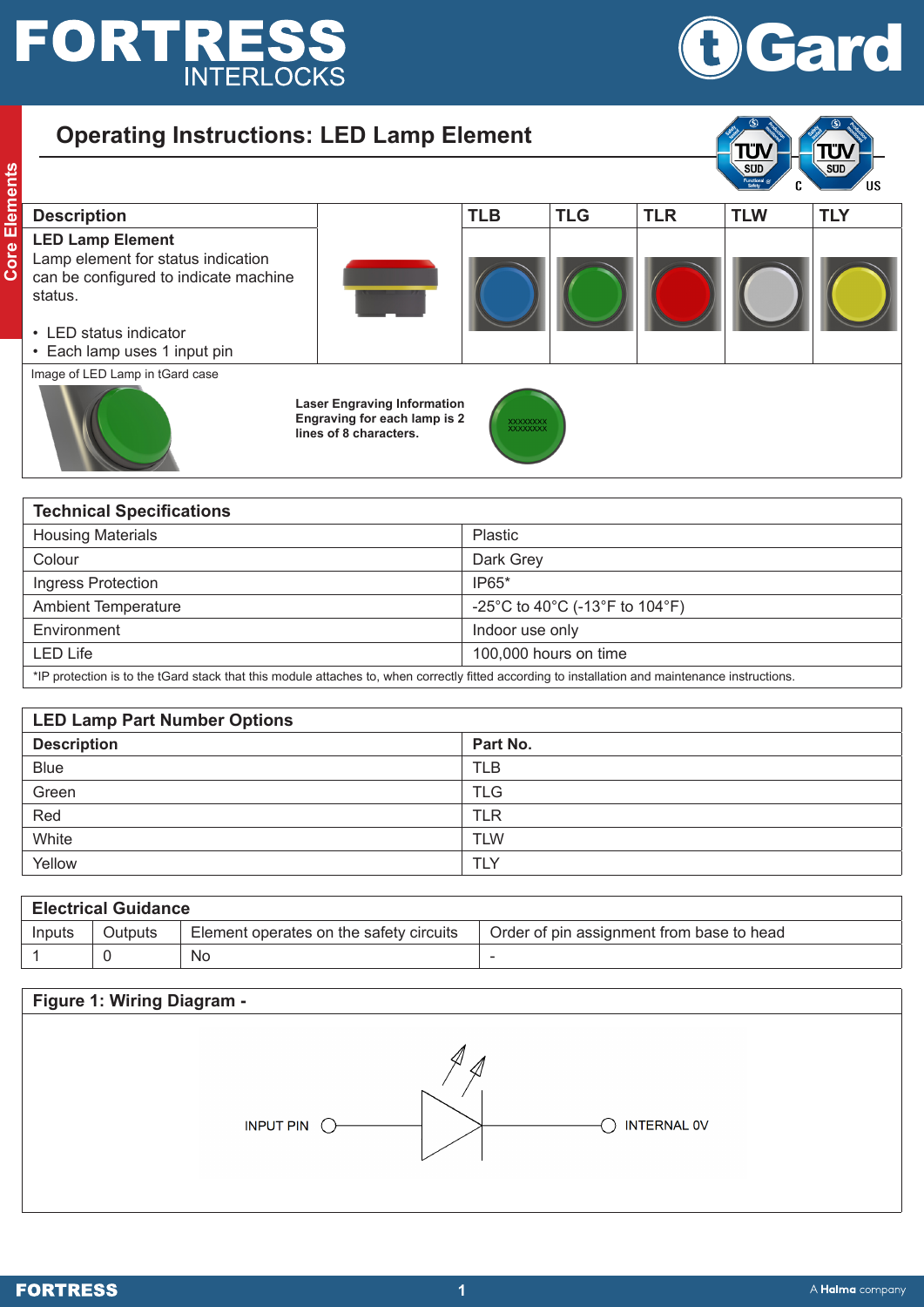# Operating Instructions: LED Lamp Element

| Description | | TLB | TLG | TLR | TLW | TLY |
|---|---|---|---|---|---|---|
| **LED Lamp Element**<br>Lamp element for status indication can be configured to indicate machine status.<br><br>• LED status indicator<br>• Each lamp uses 1 input pin | | | | | | |

Image of LED Lamp in tGard case

**Laser Engraving Information Engraving for each lamp is 2 lines of 8 characters.**

XXXXXXXX
XXXXXXXX

## Technical Specifications

| Technical Specifications | |
|---|---|
| Housing Materials | Plastic |
| Colour | Dark Grey |
| Ingress Protection | IP65* |
| Ambient Temperature | -25°C to 40°C (-13°F to 104°F) |
| Environment | Indoor use only |
| LED Life | 100,000 hours on time |

*IP protection is to the tGard stack that this module attaches to, when correctly fitted according to installation and maintenance instructions.

## LED Lamp Part Number Options

| Description | Part No. |
|---|---|
| Blue | TLB |
| Green | TLG |
| Red | TLR |
| White | TLW |
| Yellow | TLY |

## Electrical Guidance

| Inputs | Outputs | Element operates on the safety circuits | Order of pin assignment from base to head |
|---|---|---|---|
| 1 | 0 | No | - |

## Figure 1: Wiring Diagram -

INPUT PIN — INTERNAL 0V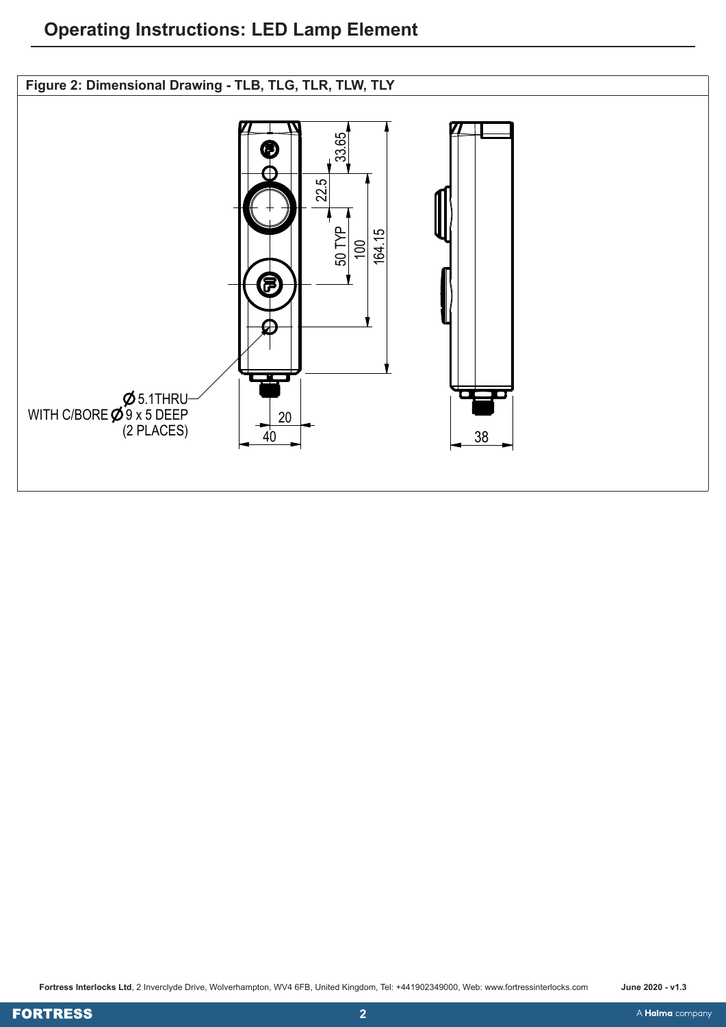## Figure 2: Dimensional Drawing - TLB, TLG, TLR, TLW, TLY

33.65

22.5

50 TYP

100

164.15

Ø 5.1THRU
WITH C/BORE Ø 9 x 5 DEEP
(2 PLACES)

20

40

38

**Fortress Interlocks Ltd**, 2 Inverclyde Drive, Wolverhampton, WV4 6FB, United Kingdom, Tel: +441902349000, Web: www.fortressinterlocks.com **June 2020 - v1.3**